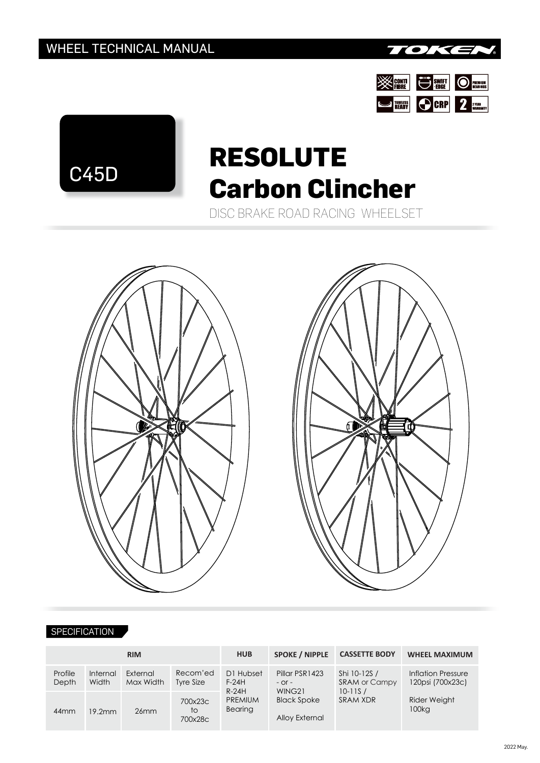WHEEL TECHNICAL MANUAL

TOKEN

CONTI FIBRE | SWIFT EDGE | PREMIUM BEARINGS | TUBELESS READY | CRP | 2 YEAR WARRANTY

C45D

# RESOLUTE
# Carbon Clincher

DISC BRAKE ROAD RACING WHEELSET

## SPECIFICATION

| RIM | | | | HUB | SPOKE / NIPPLE | CASSETTE BODY | WHEEL MAXIMUM |
|---|---|---|---|---|---|---|---|
| Profile Depth | Internal Width | External Max Width | Recom'ed Tyre Size | D1 Hubset F-24H R-24H PREMIUM Bearing | Pillar PSR1423 - or - WING21 Black Spoke Alloy External | Shi 10-12S / SRAM or Campy 10-11S / SRAM XDR | Inflation Pressure 120psi (700x23c) Rider Weight 100kg |
| 44mm | 19.2mm | 26mm | 700x23c to 700x28c | | | | |

2022 May.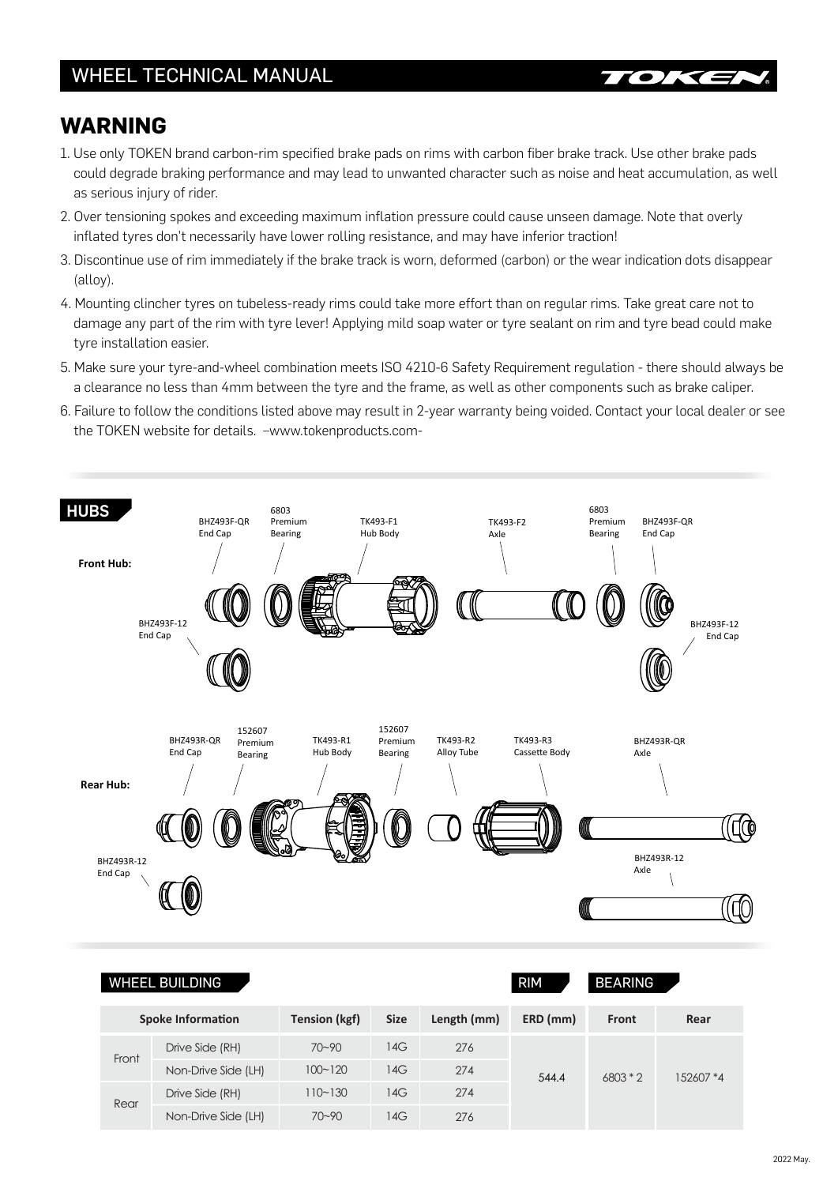## WHEEL TECHNICAL MANUAL

TOKEN

# WARNING

1. Use only TOKEN brand carbon-rim specified brake pads on rims with carbon fiber brake track. Use other brake pads could degrade braking performance and may lead to unwanted character such as noise and heat accumulation, as well as serious injury of rider.
2. Over tensioning spokes and exceeding maximum inflation pressure could cause unseen damage. Note that overly inflated tyres don't necessarily have lower rolling resistance, and may have inferior traction!
3. Discontinue use of rim immediately if the brake track is worn, deformed (carbon) or the wear indication dots disappear (alloy).
4. Mounting clincher tyres on tubeless-ready rims could take more effort than on regular rims. Take great care not to damage any part of the rim with tyre lever! Applying mild soap water or tyre sealant on rim and tyre bead could make tyre installation easier.
5. Make sure your tyre-and-wheel combination meets ISO 4210-6 Safety Requirement regulation - there should always be a clearance no less than 4mm between the tyre and the frame, as well as other components such as brake caliper.
6. Failure to follow the conditions listed above may result in 2-year warranty being voided. Contact your local dealer or see the TOKEN website for details. –www.tokenproducts.com-

## HUBS

**Front Hub:**

BHZ493F-QR End Cap
6803 Premium Bearing
TK493-F1 Hub Body
TK493-F2 Axle
6803 Premium Bearing
BHZ493F-QR End Cap
BHZ493F-12 End Cap
BHZ493F-12 End Cap

**Rear Hub:**

BHZ493R-QR End Cap
152607 Premium Bearing
TK493-R1 Hub Body
152607 Premium Bearing
TK493-R2 Alloy Tube
TK493-R3 Cassette Body
BHZ493R-QR Axle
BHZ493R-12 End Cap
BHZ493R-12 Axle

## WHEEL BUILDING

| Spoke Information | | Tension (kgf) | Size | Length (mm) | RIM: ERD (mm) | BEARING: Front | BEARING: Rear |
|---|---|---|---|---|---|---|---|
| Front | Drive Side (RH) | 70~90 | 14G | 276 | 544.4 | 6803 * 2 | 152607 *4 |
| | Non-Drive Side (LH) | 100~120 | 14G | 274 | | | |
| Rear | Drive Side (RH) | 110~130 | 14G | 274 | | | |
| | Non-Drive Side (LH) | 70~90 | 14G | 276 | | | |

2022 May.